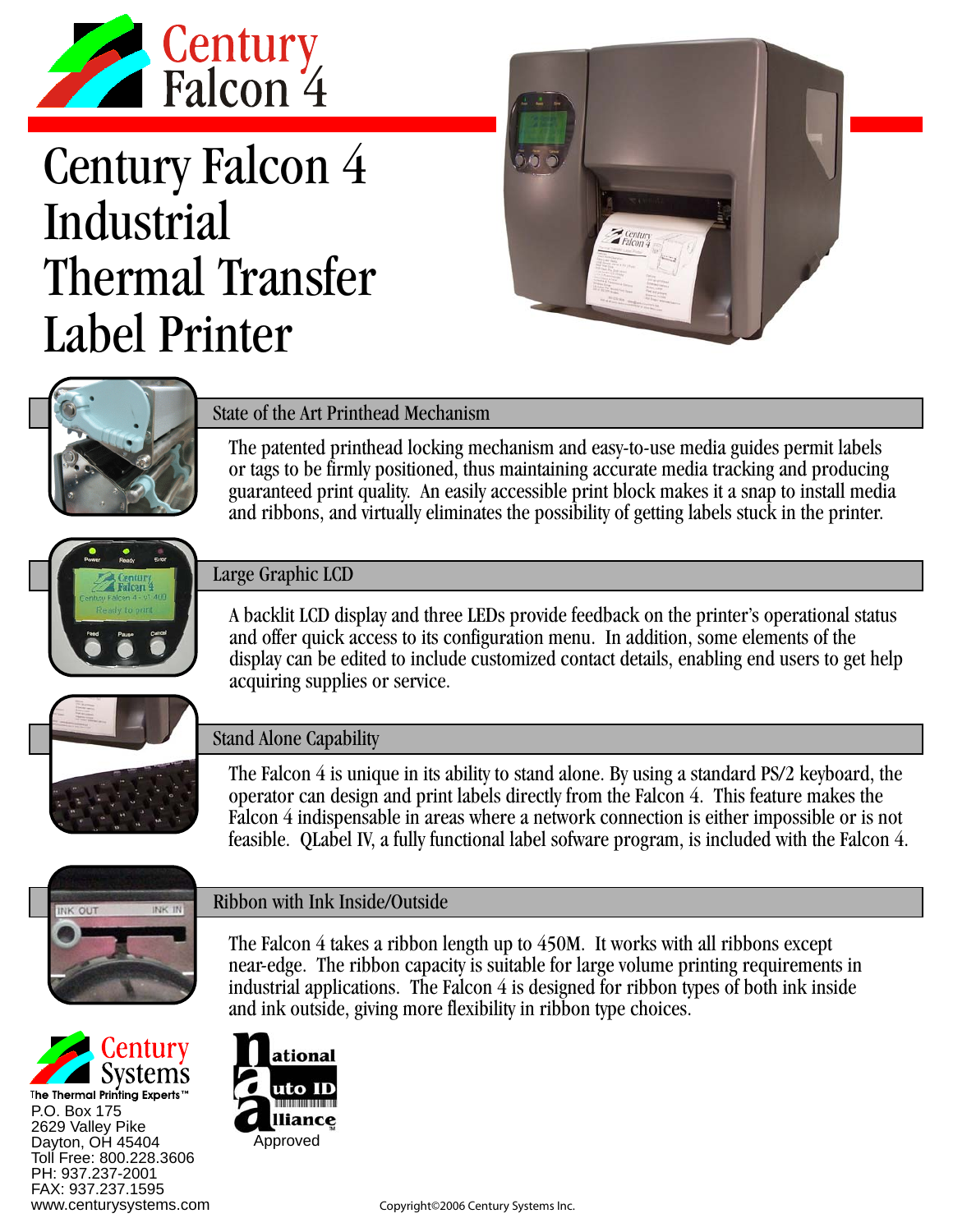Century
Falcon 4

# Century Falcon 4 Industrial Thermal Transfer Label Printer

## State of the Art Printhead Mechanism

The patented printhead locking mechanism and easy-to-use media guides permit labels or tags to be firmly positioned, thus maintaining accurate media tracking and producing guaranteed print quality. An easily accessible print block makes it a snap to install media and ribbons, and virtually eliminates the possibility of getting labels stuck in the printer.

## Large Graphic LCD

A backlit LCD display and three LEDs provide feedback on the printer's operational status and offer quick access to its configuration menu. In addition, some elements of the display can be edited to include customized contact details, enabling end users to get help acquiring supplies or service.

## Stand Alone Capability

The Falcon 4 is unique in its ability to stand alone. By using a standard PS/2 keyboard, the operator can design and print labels directly from the Falcon 4. This feature makes the Falcon 4 indispensable in areas where a network connection is either impossible or is not feasible. QLabel IV, a fully functional label sofware program, is included with the Falcon 4.

## Ribbon with Ink Inside/Outside

The Falcon 4 takes a ribbon length up to 450M. It works with all ribbons except near-edge. The ribbon capacity is suitable for large volume printing requirements in industrial applications. The Falcon 4 is designed for ribbon types of both ink inside and ink outside, giving more flexibility in ribbon type choices.

Century Systems
The Thermal Printing Experts™
P.O. Box 175
2629 Valley Pike
Dayton, OH 45404
Toll Free: 800.228.3606
PH: 937.237-2001
FAX: 937.237.1595
www.centurysystems.com

National Auto ID Alliance™
Approved

Copyright©2006 Century Systems Inc.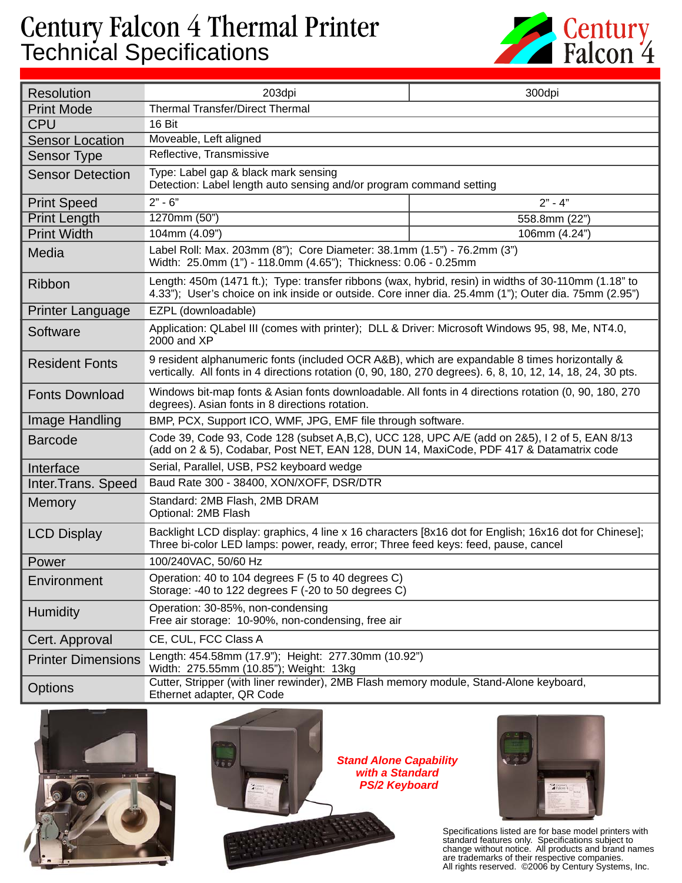# Century Falcon 4 Thermal Printer
## Technical Specifications

| | | |
|---|---|---|
| Resolution | 203dpi | 300dpi |
| Print Mode | Thermal Transfer/Direct Thermal | |
| CPU | 16 Bit | |
| Sensor Location | Moveable, Left aligned | |
| Sensor Type | Reflective, Transmissive | |
| Sensor Detection | Type: Label gap & black mark sensing<br>Detection: Label length auto sensing and/or program command setting | |
| Print Speed | 2" - 6" | 2" - 4" |
| Print Length | 1270mm (50") | 558.8mm (22") |
| Print Width | 104mm (4.09") | 106mm (4.24") |
| Media | Label Roll: Max. 203mm (8"); Core Diameter: 38.1mm (1.5") - 76.2mm (3")<br>Width: 25.0mm (1") - 118.0mm (4.65"); Thickness: 0.06 - 0.25mm | |
| Ribbon | Length: 450m (1471 ft.); Type: transfer ribbons (wax, hybrid, resin) in widths of 30-110mm (1.18" to 4.33"); User's choice on ink inside or outside. Core inner dia. 25.4mm (1"); Outer dia. 75mm (2.95") | |
| Printer Language | EZPL (downloadable) | |
| Software | Application: QLabel III (comes with printer); DLL & Driver: Microsoft Windows 95, 98, Me, NT4.0, 2000 and XP | |
| Resident Fonts | 9 resident alphanumeric fonts (included OCR A&B), which are expandable 8 times horizontally & vertically. All fonts in 4 directions rotation (0, 90, 180, 270 degrees). 6, 8, 10, 12, 14, 18, 24, 30 pts. | |
| Fonts Download | Windows bit-map fonts & Asian fonts downloadable. All fonts in 4 directions rotation (0, 90, 180, 270 degrees). Asian fonts in 8 directions rotation. | |
| Image Handling | BMP, PCX, Support ICO, WMF, JPG, EMF file through software. | |
| Barcode | Code 39, Code 93, Code 128 (subset A,B,C), UCC 128, UPC A/E (add on 2&5), I 2 of 5, EAN 8/13 (add on 2 & 5), Codabar, Post NET, EAN 128, DUN 14, MaxiCode, PDF 417 & Datamatrix code | |
| Interface | Serial, Parallel, USB, PS2 keyboard wedge | |
| Inter.Trans. Speed | Baud Rate 300 - 38400, XON/XOFF, DSR/DTR | |
| Memory | Standard: 2MB Flash, 2MB DRAM<br>Optional: 2MB Flash | |
| LCD Display | Backlight LCD display: graphics, 4 line x 16 characters [8x16 dot for English; 16x16 dot for Chinese]; Three bi-color LED lamps: power, ready, error; Three feed keys: feed, pause, cancel | |
| Power | 100/240VAC, 50/60 Hz | |
| Environment | Operation: 40 to 104 degrees F (5 to 40 degrees C)<br>Storage: -40 to 122 degrees F (-20 to 50 degrees C) | |
| Humidity | Operation: 30-85%, non-condensing<br>Free air storage: 10-90%, non-condensing, free air | |
| Cert. Approval | CE, CUL, FCC Class A | |
| Printer Dimensions | Length: 454.58mm (17.9"); Height: 277.30mm (10.92")<br>Width: 275.55mm (10.85"); Weight: 13kg | |
| Options | Cutter, Stripper (with liner rewinder), 2MB Flash memory module, Stand-Alone keyboard, Ethernet adapter, QR Code | |

***Stand Alone Capability with a Standard PS/2 Keyboard***

Specifications listed are for base model printers with standard features only. Specifications subject to change without notice. All products and brand names are trademarks of their respective companies. All rights reserved. ©2006 by Century Systems, Inc.